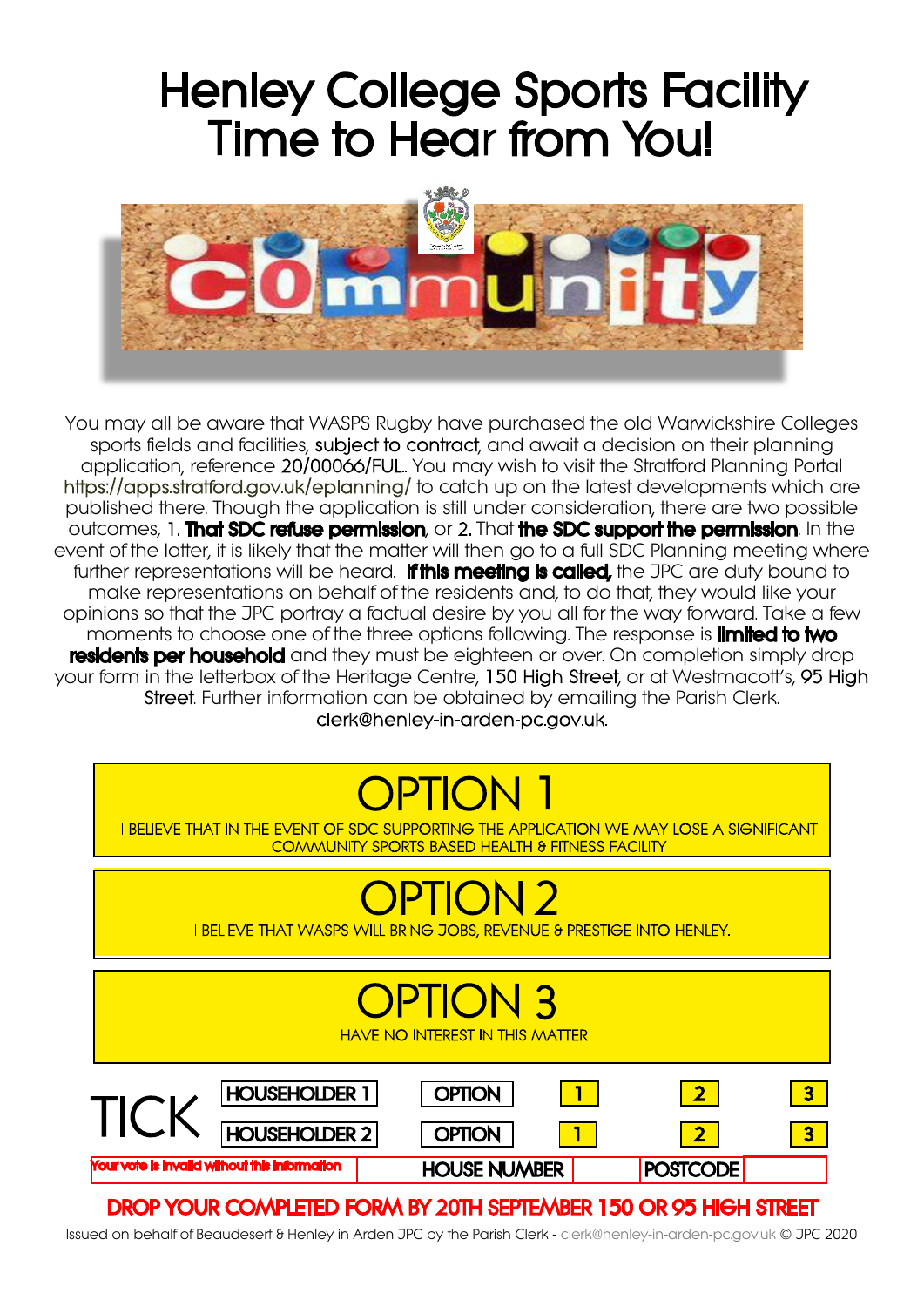# Henley College Sports Facility
# Time to Hear from You!

You may all be aware that WASPS Rugby have purchased the old Warwickshire Colleges sports fields and facilities, subject to contract, and await a decision on their planning application, reference 20/00066/FUL. You may wish to visit the Stratford Planning Portal https://apps.stratford.gov.uk/eplanning/ to catch up on the latest developments which are published there. Though the application is still under consideration, there are two possible outcomes, 1. **That SDC refuse permission**, or 2. That **the SDC support the permission**. In the event of the latter, it is likely that the matter will then go to a full SDC Planning meeting where further representations will be heard. **If this meeting is called,** the JPC are duty bound to make representations on behalf of the residents and, to do that, they would like your opinions so that the JPC portray a factual desire by you all for the way forward. Take a few moments to choose one of the three options following. The response is **limited to two residents per household** and they must be eighteen or over. On completion simply drop your form in the letterbox of the Heritage Centre, 150 High Street, or at Westmacott's, 95 High Street. Further information can be obtained by emailing the Parish Clerk. clerk@henley-in-arden-pc.gov.uk.

## OPTION 1

I BELIEVE THAT IN THE EVENT OF SDC SUPPORTING THE APPLICATION WE MAY LOSE A SIGNIFICANT COMMUNITY SPORTS BASED HEALTH & FITNESS FACILITY

## OPTION 2

I BELIEVE THAT WASPS WILL BRING JOBS, REVENUE & PRESTIGE INTO HENLEY.

## OPTION 3

I HAVE NO INTEREST IN THIS MATTER

| TICK | | | | | |
|---|---|---|---|---|---|
| HOUSEHOLDER 1 | OPTION | 1 | 2 | 3 | |
| HOUSEHOLDER 2 | OPTION | 1 | 2 | 3 | |
| Your vote is invalid without this information | HOUSE NUMBER | | POSTCODE | | |

**DROP YOUR COMPLETED FORM BY 20TH SEPTEMBER 150 OR 95 HIGH STREET**

Issued on behalf of Beaudesert & Henley in Arden JPC by the Parish Clerk - clerk@henley-in-arden-pc.gov.uk © JPC 2020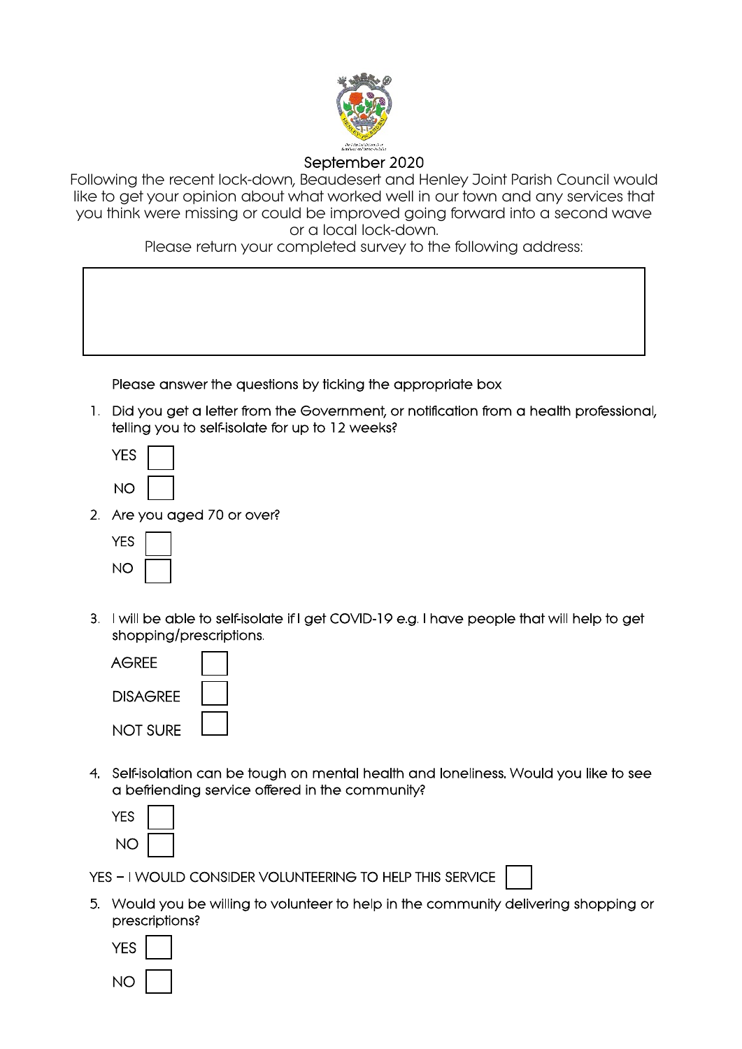September 2020

Following the recent lock-down, Beaudesert and Henley Joint Parish Council would like to get your opinion about what worked well in our town and any services that you think were missing or could be improved going forward into a second wave or a local lock-down.

Please return your completed survey to the following address:

Please answer the questions by ticking the appropriate box

1. Did you get a letter from the Government, or notification from a health professional, telling you to self-isolate for up to 12 weeks?

   YES ☐

   NO ☐

2. Are you aged 70 or over?

   YES ☐

   NO ☐

3. I will be able to self-isolate if I get COVID-19 e.g. I have people that will help to get shopping/prescriptions.

   AGREE ☐

   DISAGREE ☐

   NOT SURE ☐

4. Self-isolation can be tough on mental health and loneliness. Would you like to see a befriending service offered in the community?

   YES ☐

   NO ☐

   YES – I WOULD CONSIDER VOLUNTEERING TO HELP THIS SERVICE ☐

5. Would you be willing to volunteer to help in the community delivering shopping or prescriptions?

   YES ☐

   NO ☐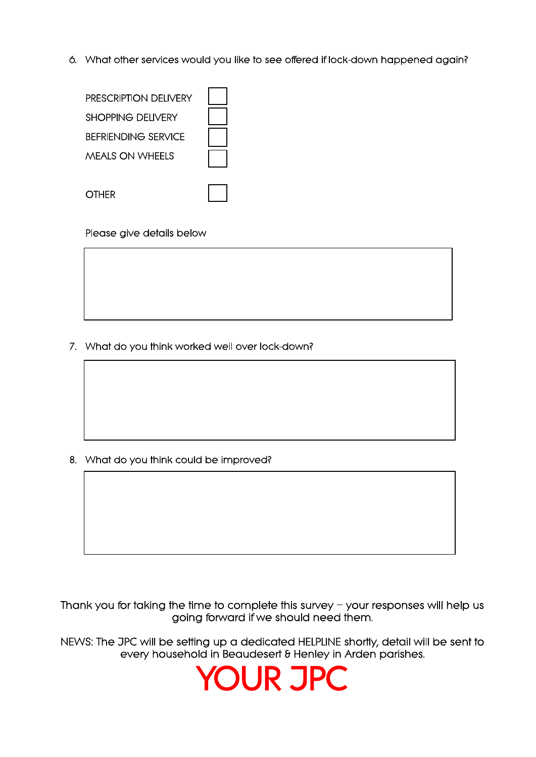6. What other services would you like to see offered if lock-down happened again?

| | |
|---|---|
| PRESCRIPTION DELIVERY | ☐ |
| SHOPPING DELIVERY | ☐ |
| BEFRIENDING SERVICE | ☐ |
| MEALS ON WHEELS | ☐ |
| OTHER | ☐ |

Please give details below

7. What do you think worked well over lock-down?

8. What do you think could be improved?

Thank you for taking the time to complete this survey – your responses will help us going forward if we should need them.

NEWS: The JPC will be setting up a dedicated HELPLINE shortly, detail will be sent to every household in Beaudesert & Henley in Arden parishes.

# YOUR JPC